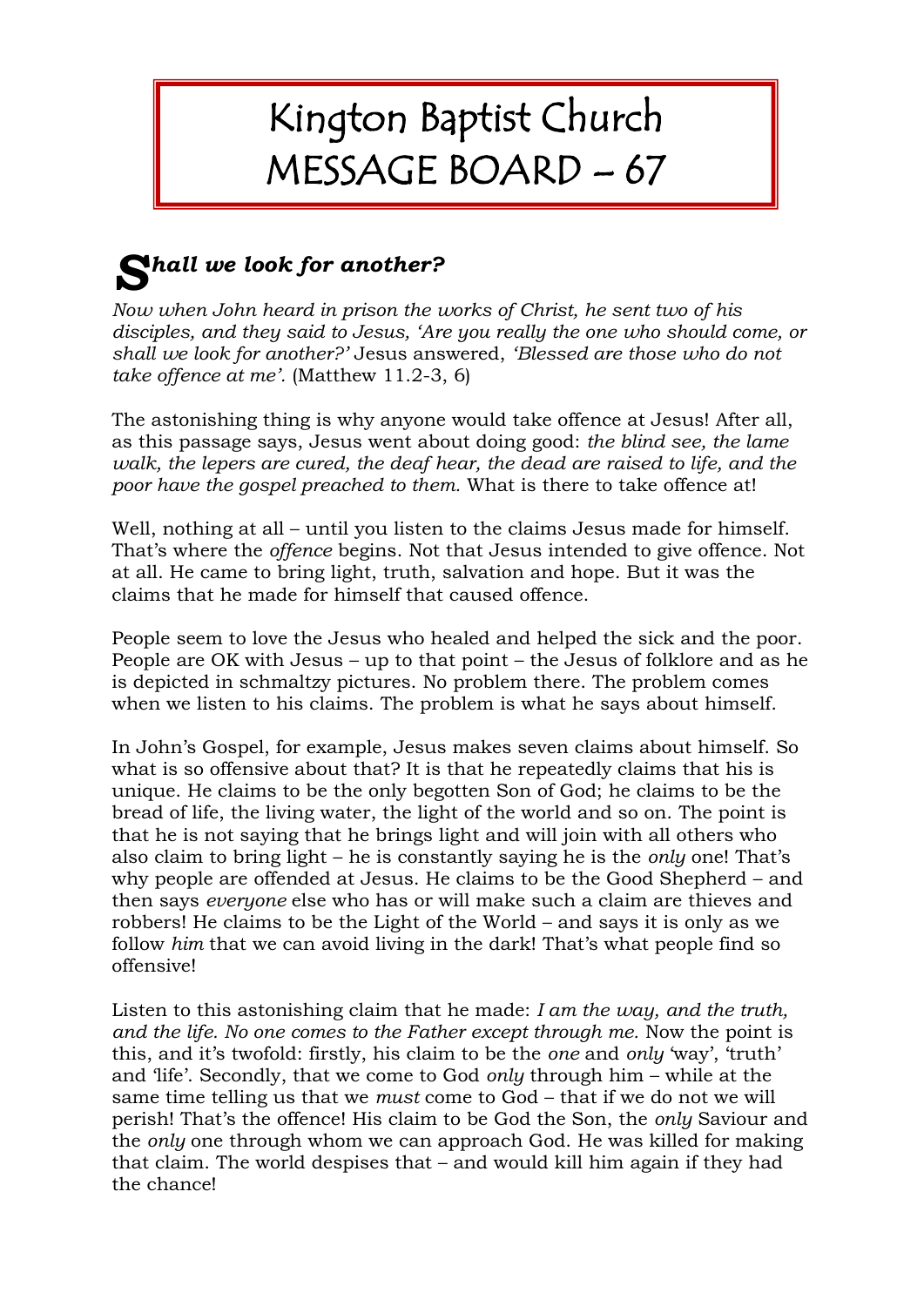# Kington Baptist Church
# MESSAGE BOARD – 67

## *Shall we look for another?*

*Now when John heard in prison the works of Christ, he sent two of his disciples, and they said to Jesus, 'Are you really the one who should come, or shall we look for another?'* Jesus answered, *'Blessed are those who do not take offence at me'.* (Matthew 11.2-3, 6)

The astonishing thing is why anyone would take offence at Jesus! After all, as this passage says, Jesus went about doing good: *the blind see, the lame walk, the lepers are cured, the deaf hear, the dead are raised to life, and the poor have the gospel preached to them.* What is there to take offence at!

Well, nothing at all – until you listen to the claims Jesus made for himself. That's where the *offence* begins. Not that Jesus intended to give offence. Not at all. He came to bring light, truth, salvation and hope. But it was the claims that he made for himself that caused offence.

People seem to love the Jesus who healed and helped the sick and the poor. People are OK with Jesus – up to that point – the Jesus of folklore and as he is depicted in schmaltzy pictures. No problem there. The problem comes when we listen to his claims. The problem is what he says about himself.

In John's Gospel, for example, Jesus makes seven claims about himself. So what is so offensive about that? It is that he repeatedly claims that his is unique. He claims to be the only begotten Son of God; he claims to be the bread of life, the living water, the light of the world and so on. The point is that he is not saying that he brings light and will join with all others who also claim to bring light – he is constantly saying he is the *only* one! That's why people are offended at Jesus. He claims to be the Good Shepherd – and then says *everyone* else who has or will make such a claim are thieves and robbers! He claims to be the Light of the World – and says it is only as we follow *him* that we can avoid living in the dark! That's what people find so offensive!

Listen to this astonishing claim that he made: *I am the way, and the truth, and the life. No one comes to the Father except through me.* Now the point is this, and it's twofold: firstly, his claim to be the *one* and *only* 'way', 'truth' and 'life'. Secondly, that we come to God *only* through him – while at the same time telling us that we *must* come to God – that if we do not we will perish! That's the offence! His claim to be God the Son, the *only* Saviour and the *only* one through whom we can approach God. He was killed for making that claim. The world despises that – and would kill him again if they had the chance!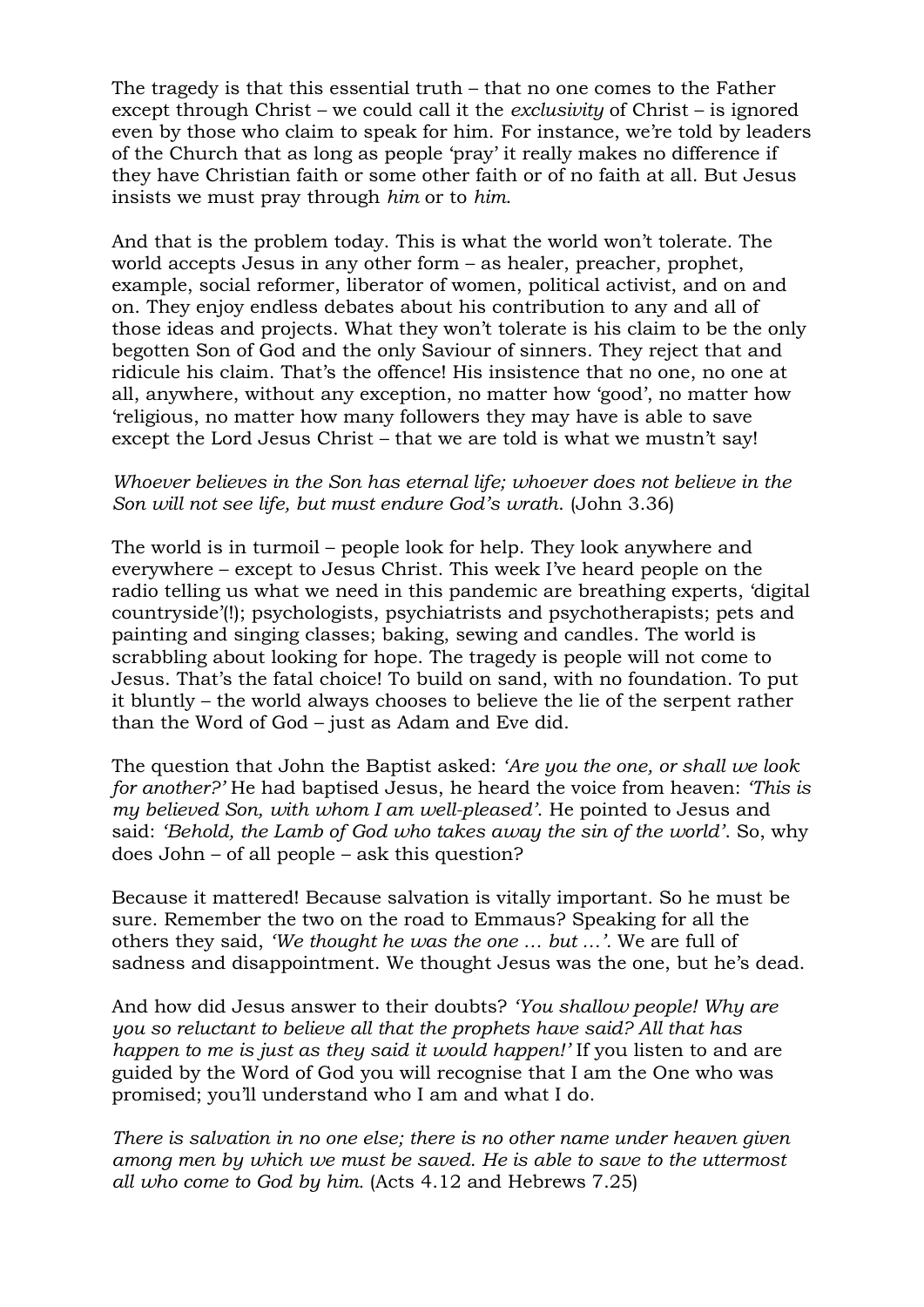The tragedy is that this essential truth – that no one comes to the Father except through Christ – we could call it the *exclusivity* of Christ – is ignored even by those who claim to speak for him. For instance, we're told by leaders of the Church that as long as people 'pray' it really makes no difference if they have Christian faith or some other faith or of no faith at all. But Jesus insists we must pray through *him* or to *him*.

And that is the problem today. This is what the world won't tolerate. The world accepts Jesus in any other form – as healer, preacher, prophet, example, social reformer, liberator of women, political activist, and on and on. They enjoy endless debates about his contribution to any and all of those ideas and projects. What they won't tolerate is his claim to be the only begotten Son of God and the only Saviour of sinners. They reject that and ridicule his claim. That's the offence! His insistence that no one, no one at all, anywhere, without any exception, no matter how 'good', no matter how 'religious, no matter how many followers they may have is able to save except the Lord Jesus Christ – that we are told is what we mustn't say!

*Whoever believes in the Son has eternal life; whoever does not believe in the Son will not see life, but must endure God's wrath.* (John 3.36)

The world is in turmoil – people look for help. They look anywhere and everywhere – except to Jesus Christ. This week I've heard people on the radio telling us what we need in this pandemic are breathing experts, 'digital countryside'(!); psychologists, psychiatrists and psychotherapists; pets and painting and singing classes; baking, sewing and candles. The world is scrabbling about looking for hope. The tragedy is people will not come to Jesus. That's the fatal choice! To build on sand, with no foundation. To put it bluntly – the world always chooses to believe the lie of the serpent rather than the Word of God – just as Adam and Eve did.

The question that John the Baptist asked: *'Are you the one, or shall we look for another?'* He had baptised Jesus, he heard the voice from heaven: *'This is my believed Son, with whom I am well-pleased'*. He pointed to Jesus and said: *'Behold, the Lamb of God who takes away the sin of the world'*. So, why does John – of all people – ask this question?

Because it mattered! Because salvation is vitally important. So he must be sure. Remember the two on the road to Emmaus? Speaking for all the others they said, *'We thought he was the one … but …'*. We are full of sadness and disappointment. We thought Jesus was the one, but he's dead.

And how did Jesus answer to their doubts? *'You shallow people! Why are you so reluctant to believe all that the prophets have said? All that has happen to me is just as they said it would happen!'* If you listen to and are guided by the Word of God you will recognise that I am the One who was promised; you'll understand who I am and what I do.

*There is salvation in no one else; there is no other name under heaven given among men by which we must be saved. He is able to save to the uttermost all who come to God by him.* (Acts 4.12 and Hebrews 7.25)